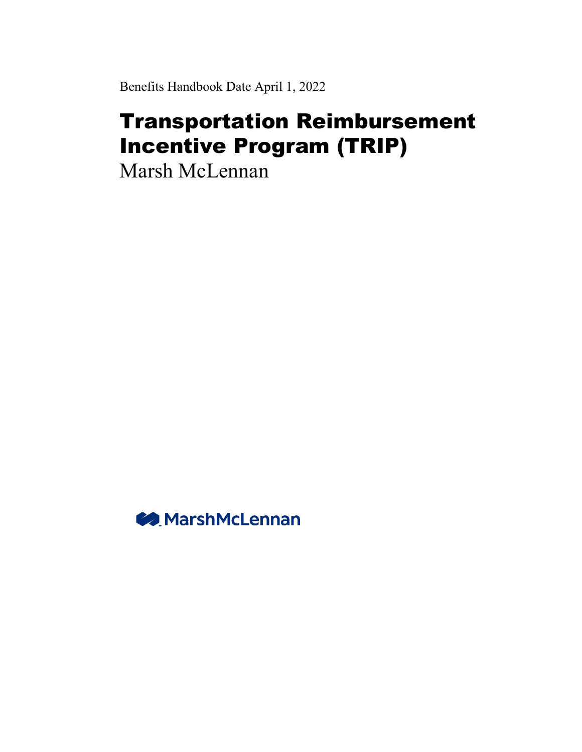Benefits Handbook Date April 1, 2022

# Transportation Reimbursement Incentive Program (TRIP)

Marsh McLennan

MarshMcLennan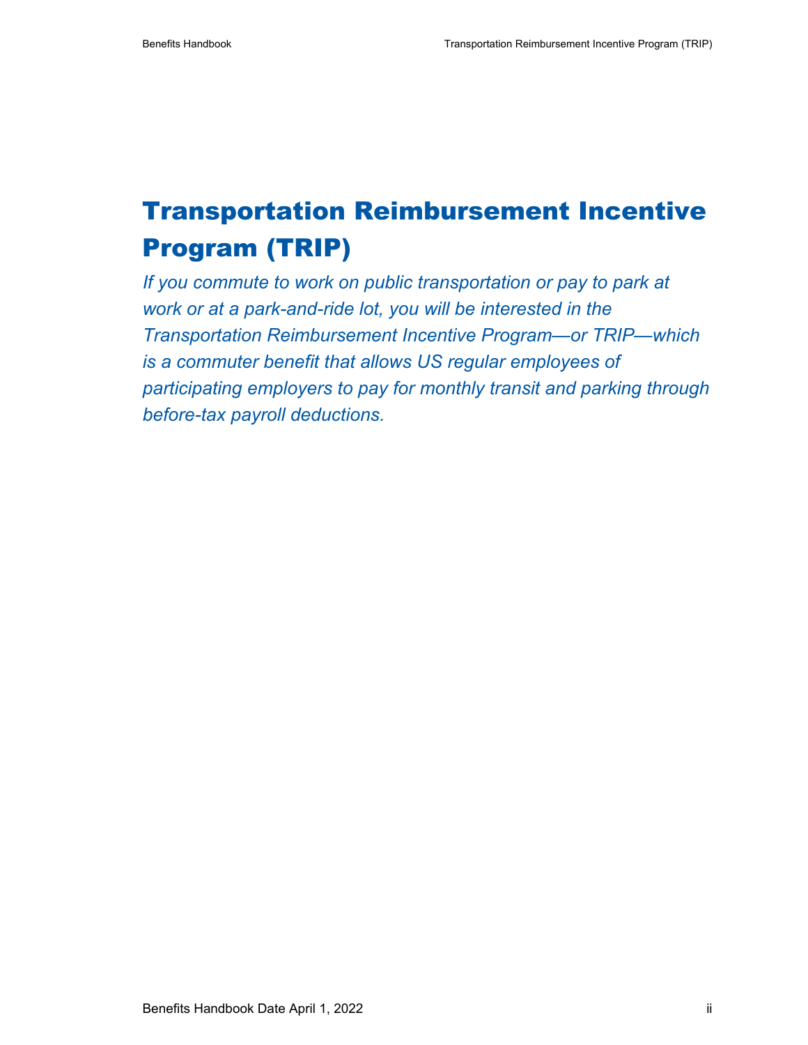# Transportation Reimbursement Incentive Program (TRIP)

*If you commute to work on public transportation or pay to park at work or at a park-and-ride lot, you will be interested in the Transportation Reimbursement Incentive Program—or TRIP—which is a commuter benefit that allows US regular employees of participating employers to pay for monthly transit and parking through before-tax payroll deductions.*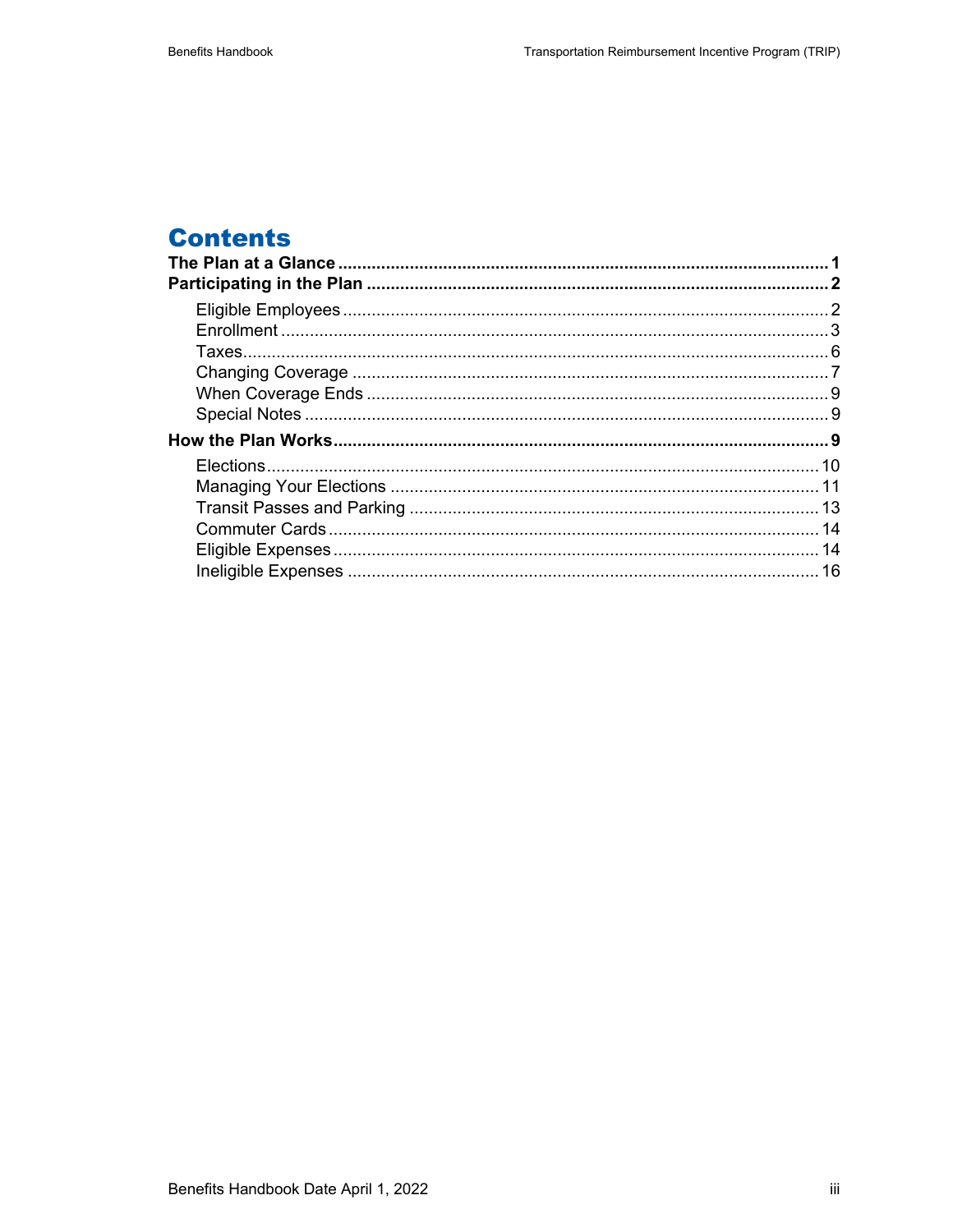# Contents

**The Plan at a Glance ..... 1**

**Participating in the Plan ..... 2**

- Eligible Employees ..... 2
- Enrollment ..... 3
- Taxes ..... 6
- Changing Coverage ..... 7
- When Coverage Ends ..... 9
- Special Notes ..... 9

**How the Plan Works ..... 9**

- Elections ..... 10
- Managing Your Elections ..... 11
- Transit Passes and Parking ..... 13
- Commuter Cards ..... 14
- Eligible Expenses ..... 14
- Ineligible Expenses ..... 16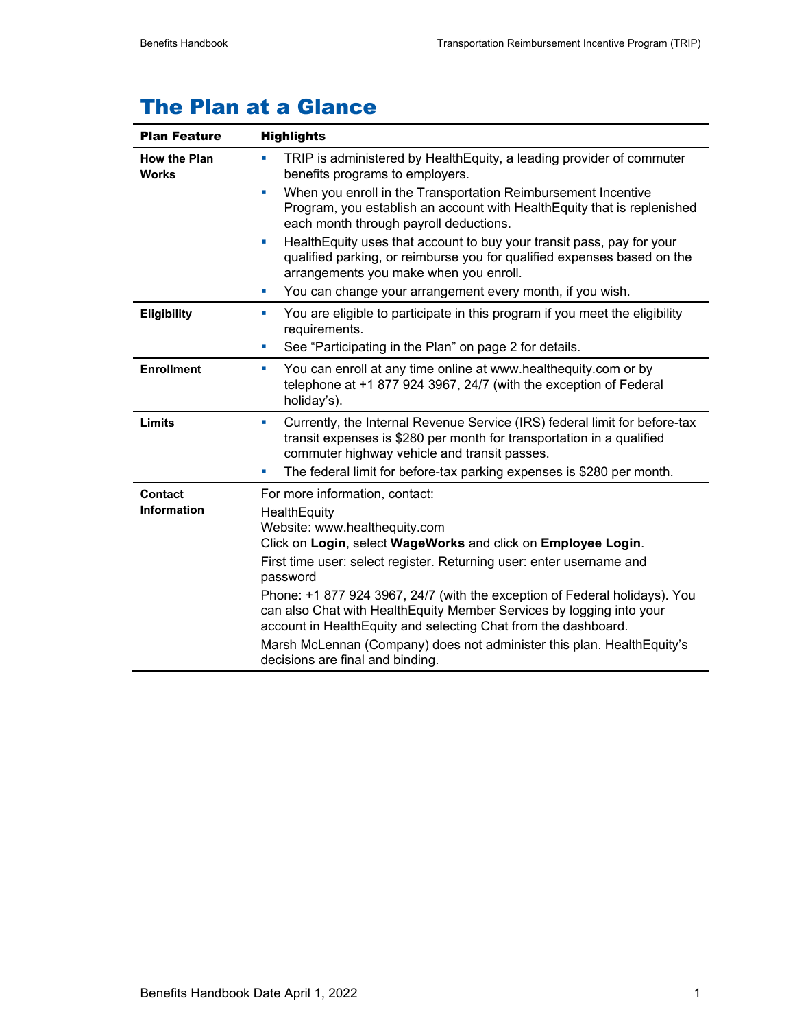# The Plan at a Glance

| Plan Feature | Highlights |
|---|---|
| **How the Plan Works** | ▪ TRIP is administered by HealthEquity, a leading provider of commuter benefits programs to employers.<br>▪ When you enroll in the Transportation Reimbursement Incentive Program, you establish an account with HealthEquity that is replenished each month through payroll deductions.<br>▪ HealthEquity uses that account to buy your transit pass, pay for your qualified parking, or reimburse you for qualified expenses based on the arrangements you make when you enroll.<br>▪ You can change your arrangement every month, if you wish. |
| **Eligibility** | ▪ You are eligible to participate in this program if you meet the eligibility requirements.<br>▪ See "Participating in the Plan" on page 2 for details. |
| **Enrollment** | ▪ You can enroll at any time online at www.healthequity.com or by telephone at +1 877 924 3967, 24/7 (with the exception of Federal holiday's). |
| **Limits** | ▪ Currently, the Internal Revenue Service (IRS) federal limit for before-tax transit expenses is $280 per month for transportation in a qualified commuter highway vehicle and transit passes.<br>▪ The federal limit for before-tax parking expenses is $280 per month. |
| **Contact Information** | For more information, contact:<br>HealthEquity<br>Website: www.healthequity.com<br>Click on **Login**, select **WageWorks** and click on **Employee Login**.<br>First time user: select register. Returning user: enter username and password<br>Phone: +1 877 924 3967, 24/7 (with the exception of Federal holidays). You can also Chat with HealthEquity Member Services by logging into your account in HealthEquity and selecting Chat from the dashboard.<br>Marsh McLennan (Company) does not administer this plan. HealthEquity's decisions are final and binding. |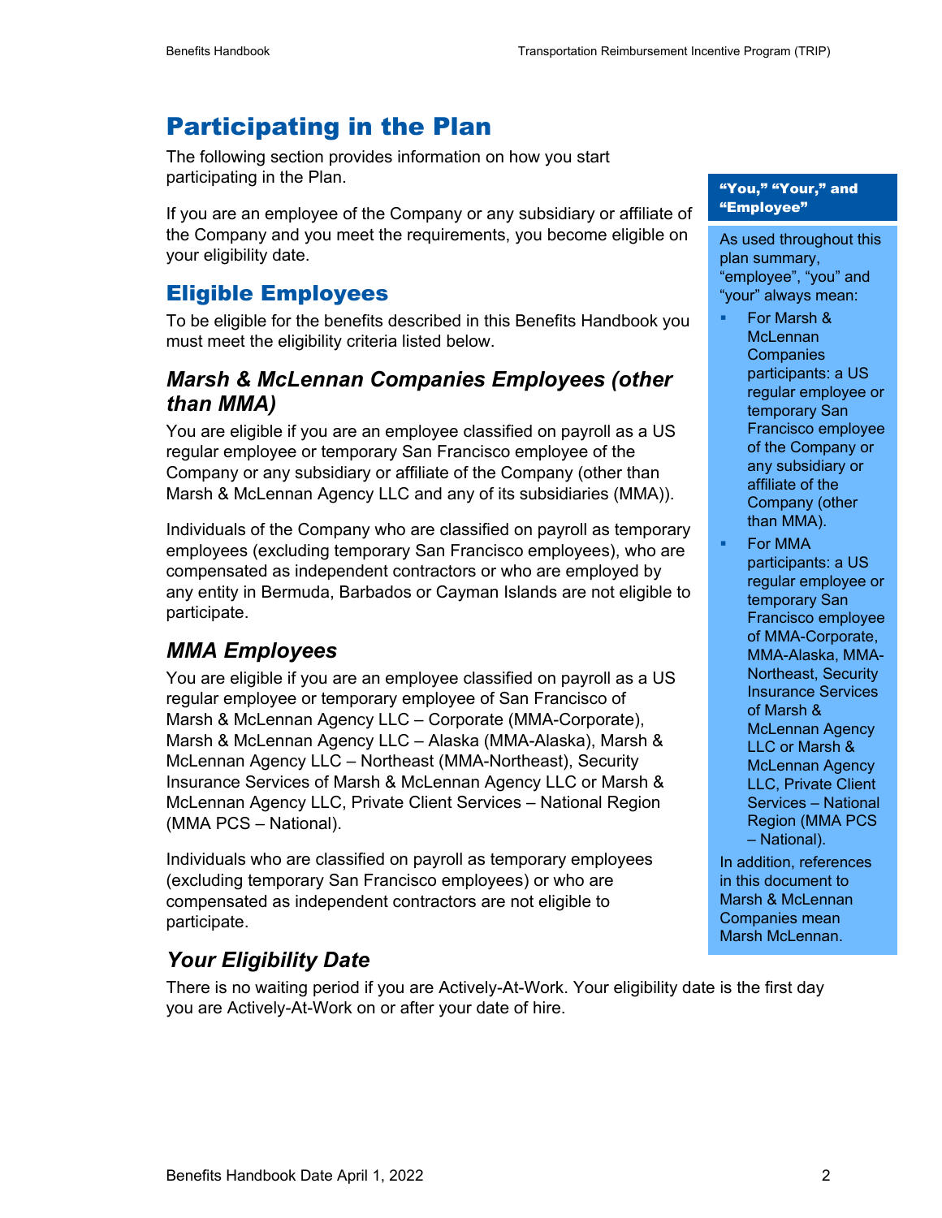# Participating in the Plan

The following section provides information on how you start participating in the Plan.

If you are an employee of the Company or any subsidiary or affiliate of the Company and you meet the requirements, you become eligible on your eligibility date.

> **"You," "Your," and "Employee"**
>
> As used throughout this plan summary, "employee", "you" and "your" always mean:
>
> - For Marsh & McLennan Companies participants: a US regular employee or temporary San Francisco employee of the Company or any subsidiary or affiliate of the Company (other than MMA).
> - For MMA participants: a US regular employee or temporary San Francisco employee of MMA-Corporate, MMA-Alaska, MMA-Northeast, Security Insurance Services of Marsh & McLennan Agency LLC or Marsh & McLennan Agency LLC, Private Client Services – National Region (MMA PCS – National).
>
> In addition, references in this document to Marsh & McLennan Companies mean Marsh McLennan.

## Eligible Employees

To be eligible for the benefits described in this Benefits Handbook you must meet the eligibility criteria listed below.

### *Marsh & McLennan Companies Employees (other than MMA)*

You are eligible if you are an employee classified on payroll as a US regular employee or temporary San Francisco employee of the Company or any subsidiary or affiliate of the Company (other than Marsh & McLennan Agency LLC and any of its subsidiaries (MMA)).

Individuals of the Company who are classified on payroll as temporary employees (excluding temporary San Francisco employees), who are compensated as independent contractors or who are employed by any entity in Bermuda, Barbados or Cayman Islands are not eligible to participate.

### *MMA Employees*

You are eligible if you are an employee classified on payroll as a US regular employee or temporary employee of San Francisco of Marsh & McLennan Agency LLC – Corporate (MMA-Corporate), Marsh & McLennan Agency LLC – Alaska (MMA-Alaska), Marsh & McLennan Agency LLC – Northeast (MMA-Northeast), Security Insurance Services of Marsh & McLennan Agency LLC or Marsh & McLennan Agency LLC, Private Client Services – National Region (MMA PCS – National).

Individuals who are classified on payroll as temporary employees (excluding temporary San Francisco employees) or who are compensated as independent contractors are not eligible to participate.

### *Your Eligibility Date*

There is no waiting period if you are Actively-At-Work. Your eligibility date is the first day you are Actively-At-Work on or after your date of hire.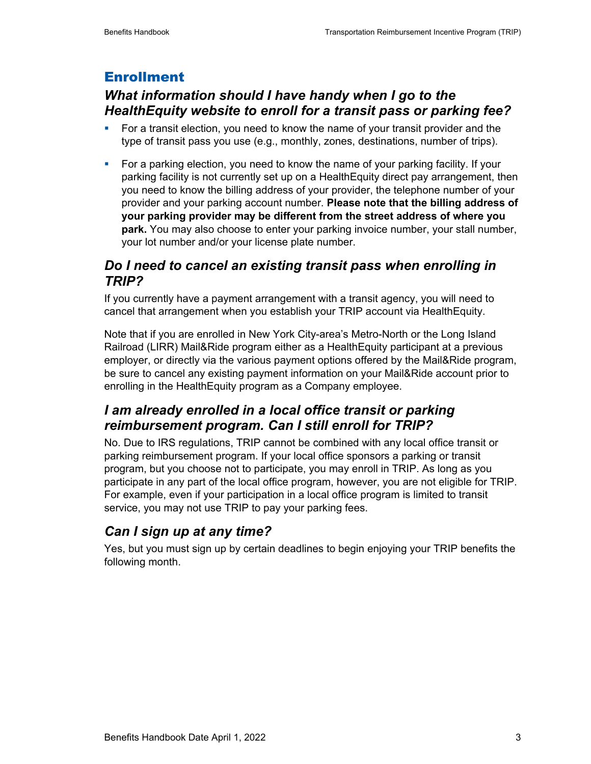## Enrollment

### *What information should I have handy when I go to the HealthEquity website to enroll for a transit pass or parking fee?*

- For a transit election, you need to know the name of your transit provider and the type of transit pass you use (e.g., monthly, zones, destinations, number of trips).
- For a parking election, you need to know the name of your parking facility. If your parking facility is not currently set up on a HealthEquity direct pay arrangement, then you need to know the billing address of your provider, the telephone number of your provider and your parking account number. **Please note that the billing address of your parking provider may be different from the street address of where you park.** You may also choose to enter your parking invoice number, your stall number, your lot number and/or your license plate number.

### *Do I need to cancel an existing transit pass when enrolling in TRIP?*

If you currently have a payment arrangement with a transit agency, you will need to cancel that arrangement when you establish your TRIP account via HealthEquity.

Note that if you are enrolled in New York City-area's Metro-North or the Long Island Railroad (LIRR) Mail&Ride program either as a HealthEquity participant at a previous employer, or directly via the various payment options offered by the Mail&Ride program, be sure to cancel any existing payment information on your Mail&Ride account prior to enrolling in the HealthEquity program as a Company employee.

### *I am already enrolled in a local office transit or parking reimbursement program. Can I still enroll for TRIP?*

No. Due to IRS regulations, TRIP cannot be combined with any local office transit or parking reimbursement program. If your local office sponsors a parking or transit program, but you choose not to participate, you may enroll in TRIP. As long as you participate in any part of the local office program, however, you are not eligible for TRIP. For example, even if your participation in a local office program is limited to transit service, you may not use TRIP to pay your parking fees.

### *Can I sign up at any time?*

Yes, but you must sign up by certain deadlines to begin enjoying your TRIP benefits the following month.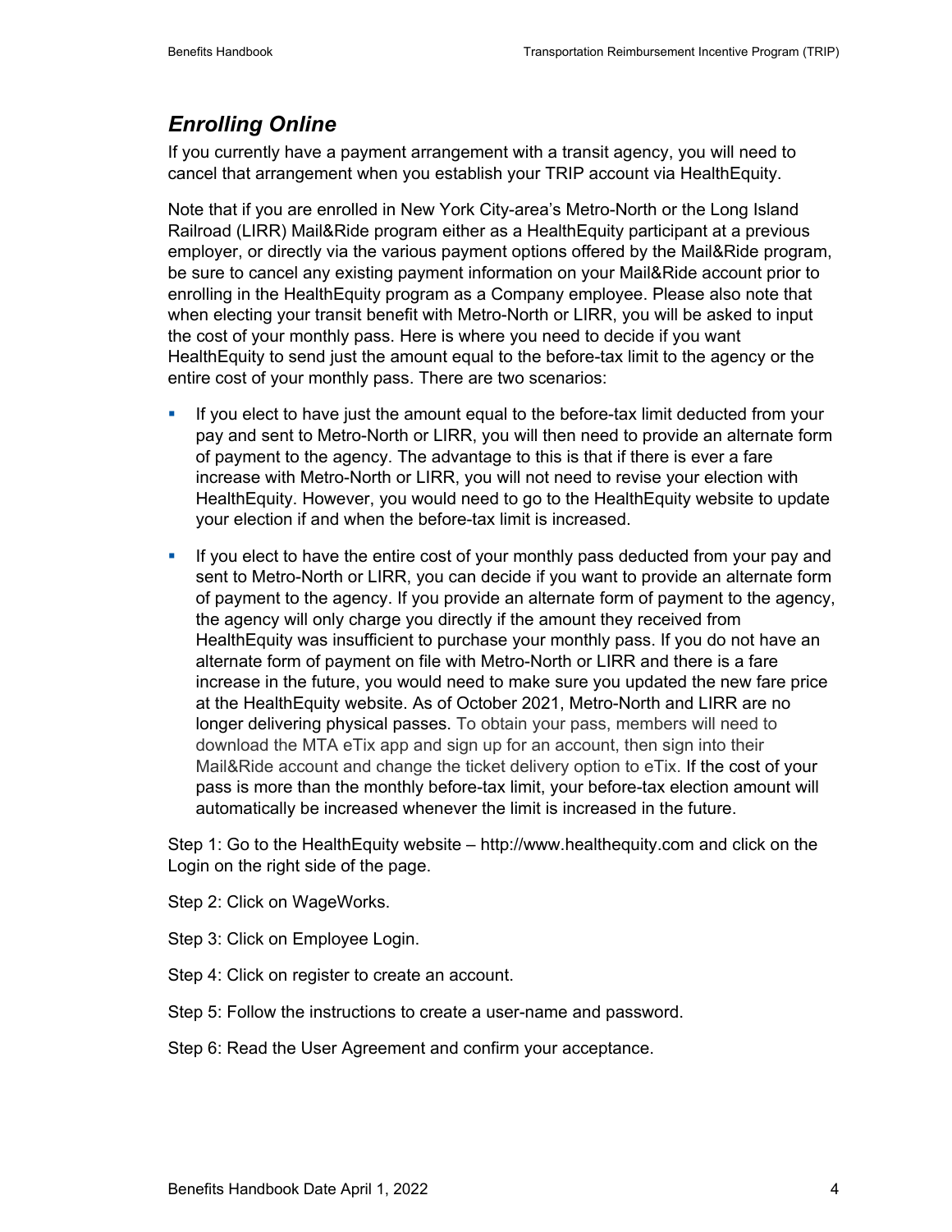## *Enrolling Online*

If you currently have a payment arrangement with a transit agency, you will need to cancel that arrangement when you establish your TRIP account via HealthEquity.

Note that if you are enrolled in New York City-area's Metro-North or the Long Island Railroad (LIRR) Mail&Ride program either as a HealthEquity participant at a previous employer, or directly via the various payment options offered by the Mail&Ride program, be sure to cancel any existing payment information on your Mail&Ride account prior to enrolling in the HealthEquity program as a Company employee. Please also note that when electing your transit benefit with Metro-North or LIRR, you will be asked to input the cost of your monthly pass. Here is where you need to decide if you want HealthEquity to send just the amount equal to the before-tax limit to the agency or the entire cost of your monthly pass. There are two scenarios:

- If you elect to have just the amount equal to the before-tax limit deducted from your pay and sent to Metro-North or LIRR, you will then need to provide an alternate form of payment to the agency. The advantage to this is that if there is ever a fare increase with Metro-North or LIRR, you will not need to revise your election with HealthEquity. However, you would need to go to the HealthEquity website to update your election if and when the before-tax limit is increased.
- If you elect to have the entire cost of your monthly pass deducted from your pay and sent to Metro-North or LIRR, you can decide if you want to provide an alternate form of payment to the agency. If you provide an alternate form of payment to the agency, the agency will only charge you directly if the amount they received from HealthEquity was insufficient to purchase your monthly pass. If you do not have an alternate form of payment on file with Metro-North or LIRR and there is a fare increase in the future, you would need to make sure you updated the new fare price at the HealthEquity website. As of October 2021, Metro-North and LIRR are no longer delivering physical passes. To obtain your pass, members will need to download the MTA eTix app and sign up for an account, then sign into their Mail&Ride account and change the ticket delivery option to eTix. If the cost of your pass is more than the monthly before-tax limit, your before-tax election amount will automatically be increased whenever the limit is increased in the future.

Step 1: Go to the HealthEquity website – http://www.healthequity.com and click on the Login on the right side of the page.

Step 2: Click on WageWorks.

Step 3: Click on Employee Login.

Step 4: Click on register to create an account.

Step 5: Follow the instructions to create a user-name and password.

Step 6: Read the User Agreement and confirm your acceptance.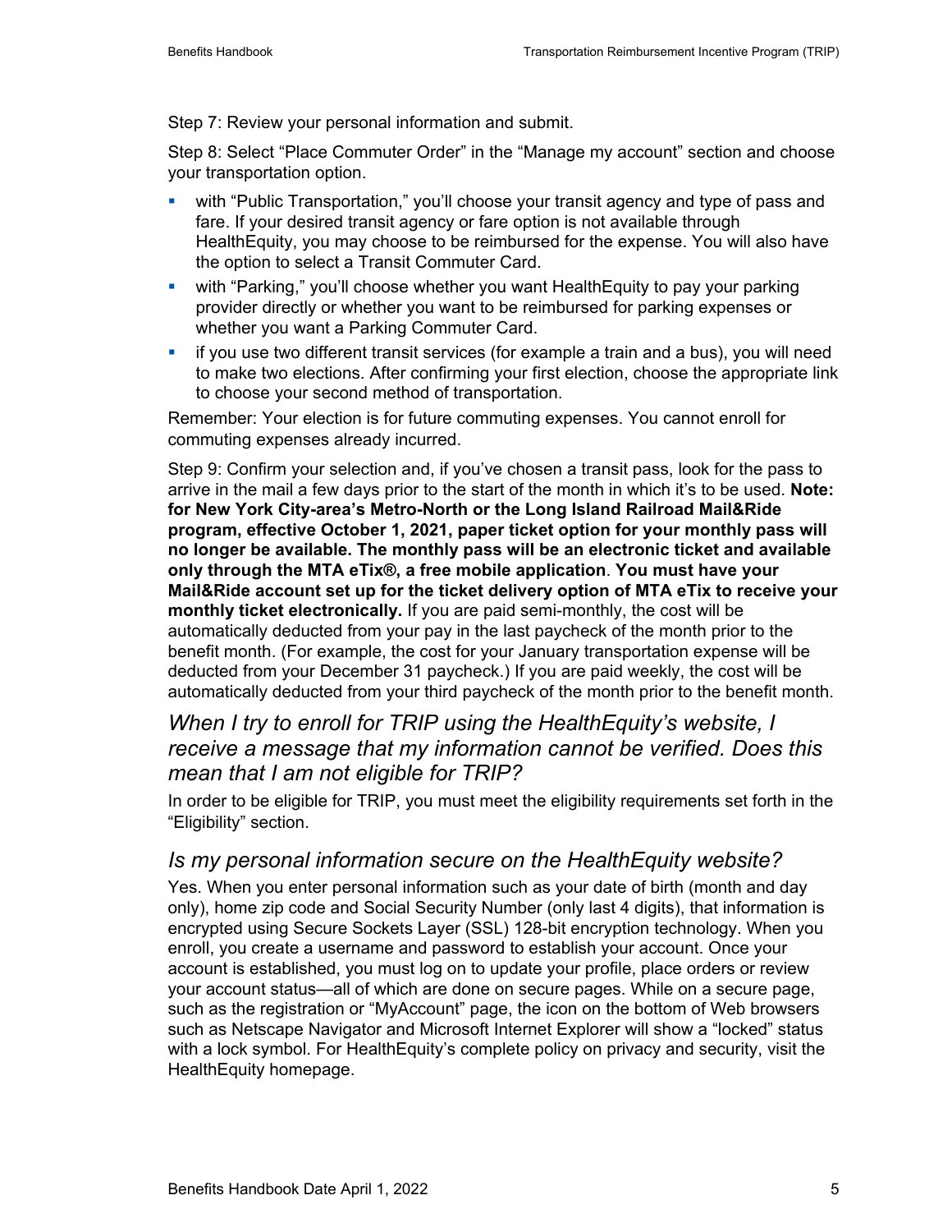Step 7: Review your personal information and submit.

Step 8: Select "Place Commuter Order" in the "Manage my account" section and choose your transportation option.

- with "Public Transportation," you'll choose your transit agency and type of pass and fare. If your desired transit agency or fare option is not available through HealthEquity, you may choose to be reimbursed for the expense. You will also have the option to select a Transit Commuter Card.
- with "Parking," you'll choose whether you want HealthEquity to pay your parking provider directly or whether you want to be reimbursed for parking expenses or whether you want a Parking Commuter Card.
- if you use two different transit services (for example a train and a bus), you will need to make two elections. After confirming your first election, choose the appropriate link to choose your second method of transportation.

Remember: Your election is for future commuting expenses. You cannot enroll for commuting expenses already incurred.

Step 9: Confirm your selection and, if you've chosen a transit pass, look for the pass to arrive in the mail a few days prior to the start of the month in which it's to be used. **Note: for New York City-area's Metro-North or the Long Island Railroad Mail&Ride program, effective October 1, 2021, paper ticket option for your monthly pass will no longer be available. The monthly pass will be an electronic ticket and available only through the MTA eTix®, a free mobile application**. **You must have your Mail&Ride account set up for the ticket delivery option of MTA eTix to receive your monthly ticket electronically.** If you are paid semi-monthly, the cost will be automatically deducted from your pay in the last paycheck of the month prior to the benefit month. (For example, the cost for your January transportation expense will be deducted from your December 31 paycheck.) If you are paid weekly, the cost will be automatically deducted from your third paycheck of the month prior to the benefit month.

## *When I try to enroll for TRIP using the HealthEquity's website, I receive a message that my information cannot be verified. Does this mean that I am not eligible for TRIP?*

In order to be eligible for TRIP, you must meet the eligibility requirements set forth in the "Eligibility" section.

## *Is my personal information secure on the HealthEquity website?*

Yes. When you enter personal information such as your date of birth (month and day only), home zip code and Social Security Number (only last 4 digits), that information is encrypted using Secure Sockets Layer (SSL) 128-bit encryption technology. When you enroll, you create a username and password to establish your account. Once your account is established, you must log on to update your profile, place orders or review your account status—all of which are done on secure pages. While on a secure page, such as the registration or "MyAccount" page, the icon on the bottom of Web browsers such as Netscape Navigator and Microsoft Internet Explorer will show a "locked" status with a lock symbol. For HealthEquity's complete policy on privacy and security, visit the HealthEquity homepage.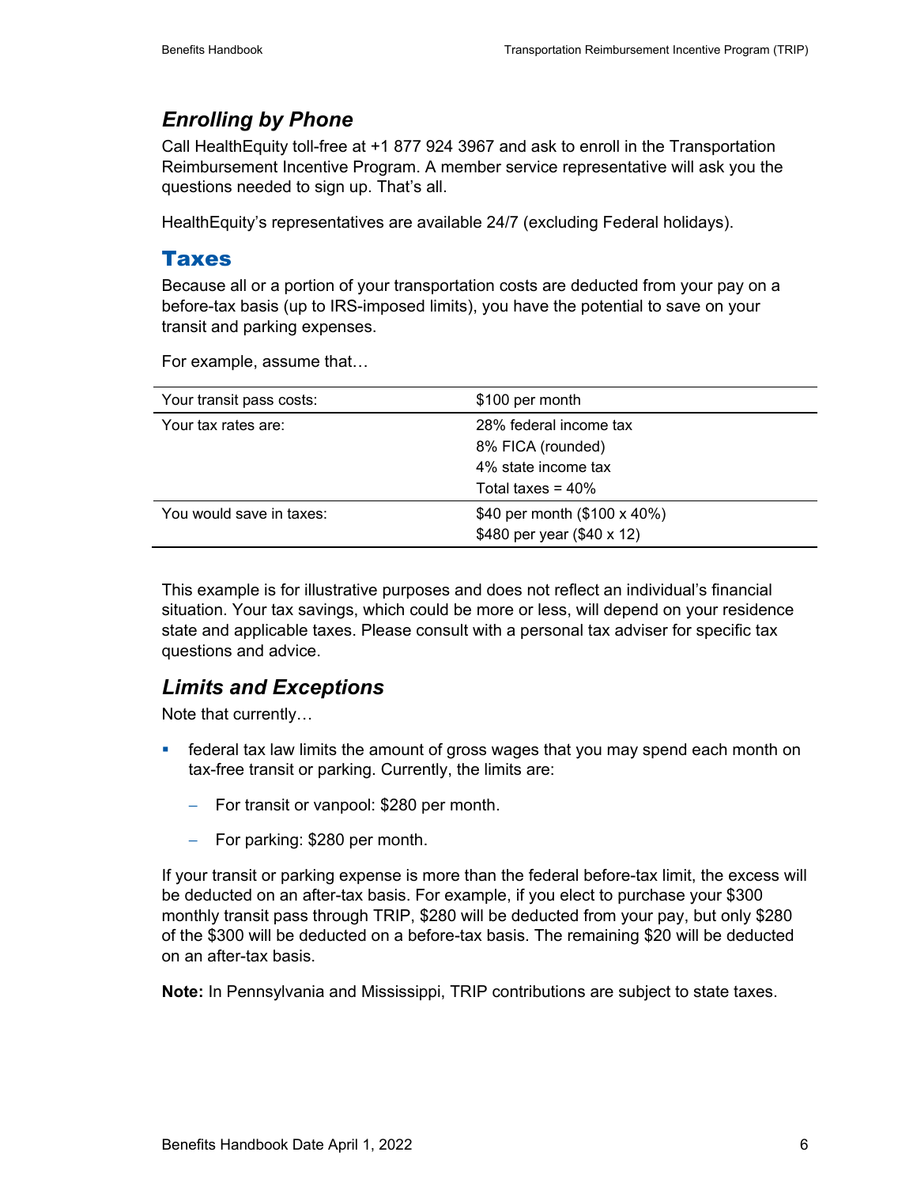### *Enrolling by Phone*

Call HealthEquity toll-free at +1 877 924 3967 and ask to enroll in the Transportation Reimbursement Incentive Program. A member service representative will ask you the questions needed to sign up. That's all.

HealthEquity's representatives are available 24/7 (excluding Federal holidays).

## Taxes

Because all or a portion of your transportation costs are deducted from your pay on a before-tax basis (up to IRS-imposed limits), you have the potential to save on your transit and parking expenses.

For example, assume that…

| Your transit pass costs: | $100 per month |
|---|---|
| Your tax rates are: | 28% federal income tax<br>8% FICA (rounded)<br>4% state income tax<br>Total taxes = 40% |
| You would save in taxes: | $40 per month ($100 x 40%)<br>$480 per year ($40 x 12) |

This example is for illustrative purposes and does not reflect an individual's financial situation. Your tax savings, which could be more or less, will depend on your residence state and applicable taxes. Please consult with a personal tax adviser for specific tax questions and advice.

### *Limits and Exceptions*

Note that currently…

- federal tax law limits the amount of gross wages that you may spend each month on tax-free transit or parking. Currently, the limits are:
  - For transit or vanpool: $280 per month.
  - For parking: $280 per month.

If your transit or parking expense is more than the federal before-tax limit, the excess will be deducted on an after-tax basis. For example, if you elect to purchase your $300 monthly transit pass through TRIP, $280 will be deducted from your pay, but only $280 of the $300 will be deducted on a before-tax basis. The remaining $20 will be deducted on an after-tax basis.

**Note:** In Pennsylvania and Mississippi, TRIP contributions are subject to state taxes.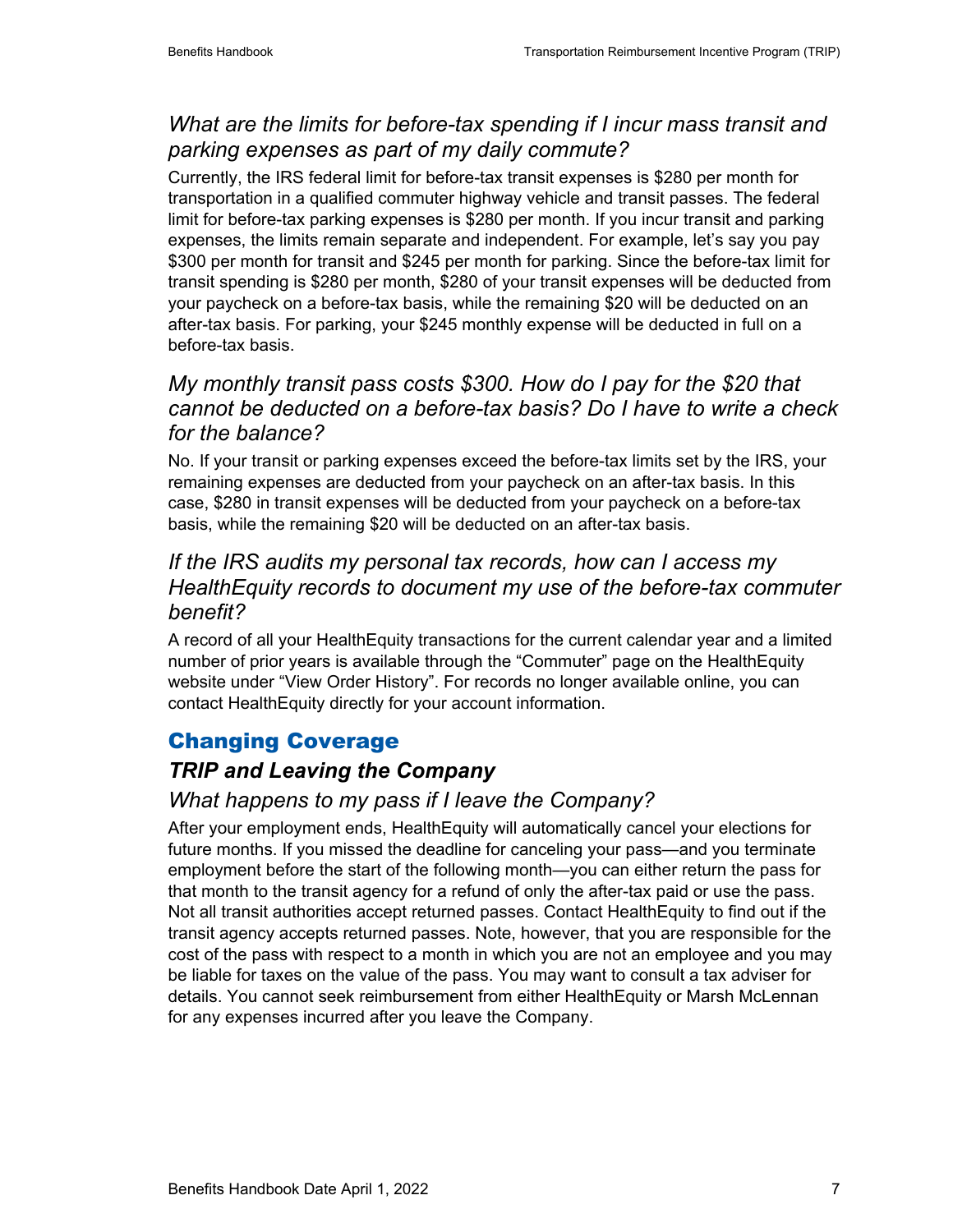### *What are the limits for before-tax spending if I incur mass transit and parking expenses as part of my daily commute?*

Currently, the IRS federal limit for before-tax transit expenses is $280 per month for transportation in a qualified commuter highway vehicle and transit passes. The federal limit for before-tax parking expenses is $280 per month. If you incur transit and parking expenses, the limits remain separate and independent. For example, let's say you pay $300 per month for transit and $245 per month for parking. Since the before-tax limit for transit spending is $280 per month, $280 of your transit expenses will be deducted from your paycheck on a before-tax basis, while the remaining $20 will be deducted on an after-tax basis. For parking, your $245 monthly expense will be deducted in full on a before-tax basis.

### *My monthly transit pass costs $300. How do I pay for the $20 that cannot be deducted on a before-tax basis? Do I have to write a check for the balance?*

No. If your transit or parking expenses exceed the before-tax limits set by the IRS, your remaining expenses are deducted from your paycheck on an after-tax basis. In this case, $280 in transit expenses will be deducted from your paycheck on a before-tax basis, while the remaining $20 will be deducted on an after-tax basis.

### *If the IRS audits my personal tax records, how can I access my HealthEquity records to document my use of the before-tax commuter benefit?*

A record of all your HealthEquity transactions for the current calendar year and a limited number of prior years is available through the "Commuter" page on the HealthEquity website under "View Order History". For records no longer available online, you can contact HealthEquity directly for your account information.

## Changing Coverage

### ***TRIP and Leaving the Company***

#### *What happens to my pass if I leave the Company?*

After your employment ends, HealthEquity will automatically cancel your elections for future months. If you missed the deadline for canceling your pass—and you terminate employment before the start of the following month—you can either return the pass for that month to the transit agency for a refund of only the after-tax paid or use the pass. Not all transit authorities accept returned passes. Contact HealthEquity to find out if the transit agency accepts returned passes. Note, however, that you are responsible for the cost of the pass with respect to a month in which you are not an employee and you may be liable for taxes on the value of the pass. You may want to consult a tax adviser for details. You cannot seek reimbursement from either HealthEquity or Marsh McLennan for any expenses incurred after you leave the Company.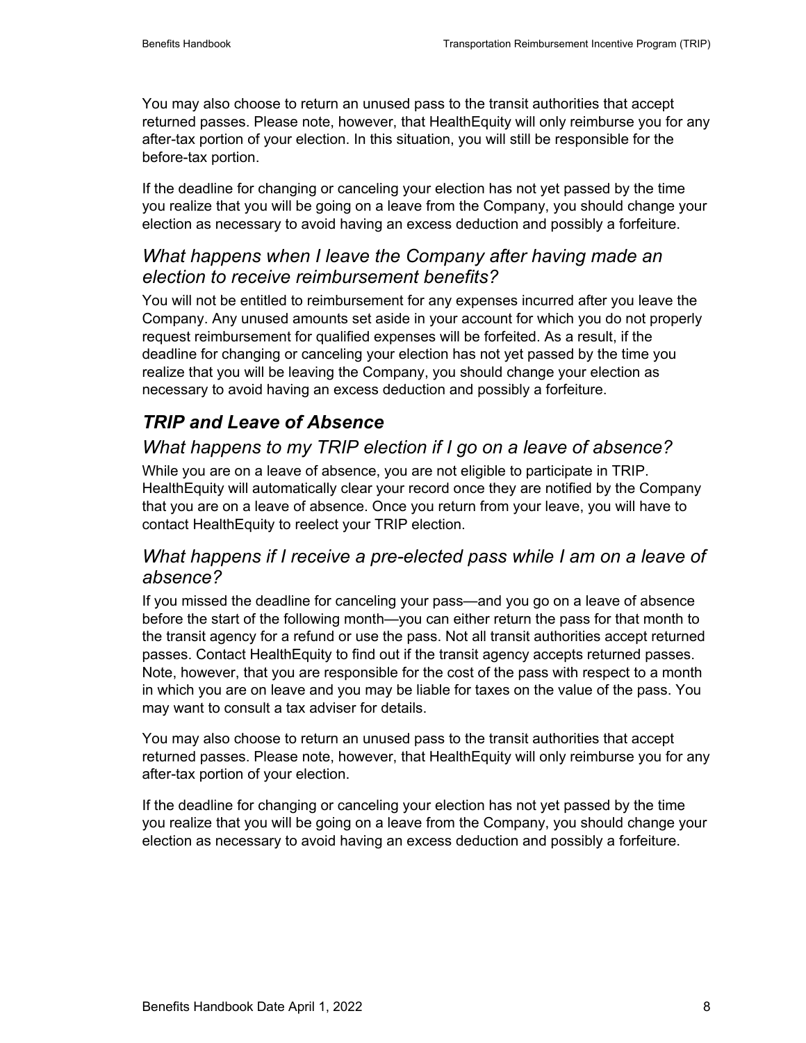You may also choose to return an unused pass to the transit authorities that accept returned passes. Please note, however, that HealthEquity will only reimburse you for any after-tax portion of your election. In this situation, you will still be responsible for the before-tax portion.

If the deadline for changing or canceling your election has not yet passed by the time you realize that you will be going on a leave from the Company, you should change your election as necessary to avoid having an excess deduction and possibly a forfeiture.

### *What happens when I leave the Company after having made an election to receive reimbursement benefits?*

You will not be entitled to reimbursement for any expenses incurred after you leave the Company. Any unused amounts set aside in your account for which you do not properly request reimbursement for qualified expenses will be forfeited. As a result, if the deadline for changing or canceling your election has not yet passed by the time you realize that you will be leaving the Company, you should change your election as necessary to avoid having an excess deduction and possibly a forfeiture.

## *TRIP and Leave of Absence*

### *What happens to my TRIP election if I go on a leave of absence?*

While you are on a leave of absence, you are not eligible to participate in TRIP. HealthEquity will automatically clear your record once they are notified by the Company that you are on a leave of absence. Once you return from your leave, you will have to contact HealthEquity to reelect your TRIP election.

### *What happens if I receive a pre-elected pass while I am on a leave of absence?*

If you missed the deadline for canceling your pass—and you go on a leave of absence before the start of the following month—you can either return the pass for that month to the transit agency for a refund or use the pass. Not all transit authorities accept returned passes. Contact HealthEquity to find out if the transit agency accepts returned passes. Note, however, that you are responsible for the cost of the pass with respect to a month in which you are on leave and you may be liable for taxes on the value of the pass. You may want to consult a tax adviser for details.

You may also choose to return an unused pass to the transit authorities that accept returned passes. Please note, however, that HealthEquity will only reimburse you for any after-tax portion of your election.

If the deadline for changing or canceling your election has not yet passed by the time you realize that you will be going on a leave from the Company, you should change your election as necessary to avoid having an excess deduction and possibly a forfeiture.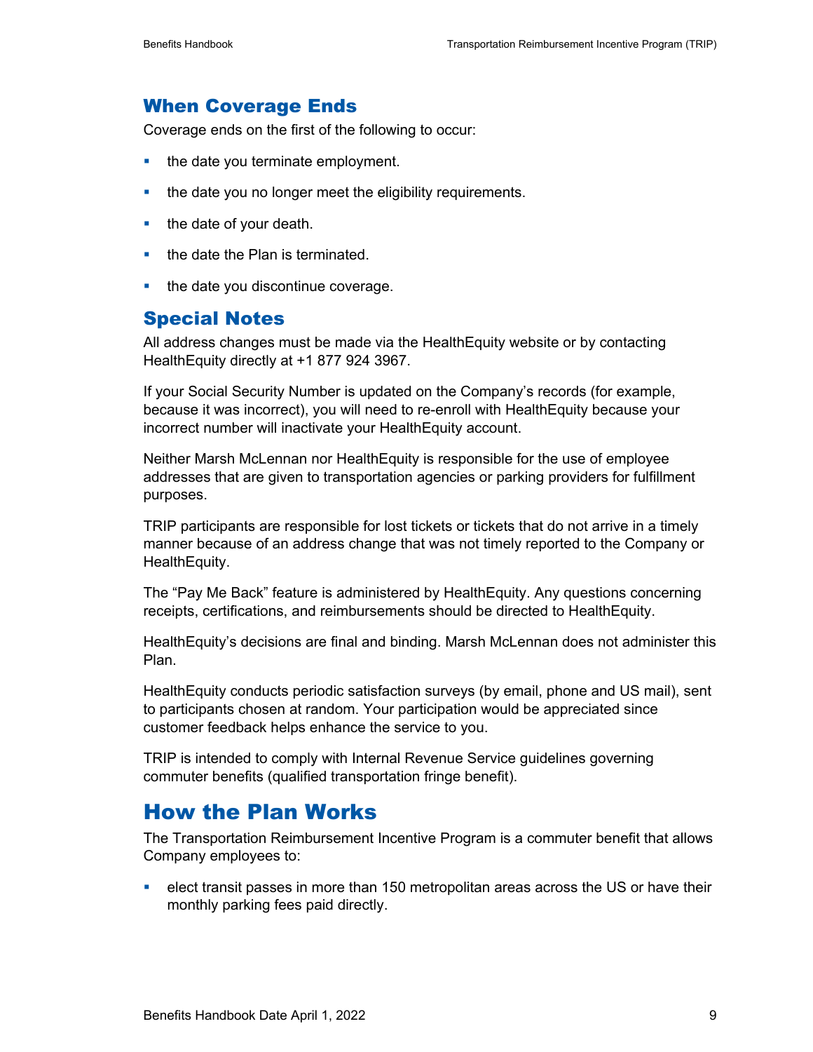## When Coverage Ends

Coverage ends on the first of the following to occur:

- the date you terminate employment.
- the date you no longer meet the eligibility requirements.
- the date of your death.
- the date the Plan is terminated.
- the date you discontinue coverage.

## Special Notes

All address changes must be made via the HealthEquity website or by contacting HealthEquity directly at +1 877 924 3967.

If your Social Security Number is updated on the Company's records (for example, because it was incorrect), you will need to re-enroll with HealthEquity because your incorrect number will inactivate your HealthEquity account.

Neither Marsh McLennan nor HealthEquity is responsible for the use of employee addresses that are given to transportation agencies or parking providers for fulfillment purposes.

TRIP participants are responsible for lost tickets or tickets that do not arrive in a timely manner because of an address change that was not timely reported to the Company or HealthEquity.

The "Pay Me Back" feature is administered by HealthEquity. Any questions concerning receipts, certifications, and reimbursements should be directed to HealthEquity.

HealthEquity's decisions are final and binding. Marsh McLennan does not administer this Plan.

HealthEquity conducts periodic satisfaction surveys (by email, phone and US mail), sent to participants chosen at random. Your participation would be appreciated since customer feedback helps enhance the service to you.

TRIP is intended to comply with Internal Revenue Service guidelines governing commuter benefits (qualified transportation fringe benefit).

# How the Plan Works

The Transportation Reimbursement Incentive Program is a commuter benefit that allows Company employees to:

- elect transit passes in more than 150 metropolitan areas across the US or have their monthly parking fees paid directly.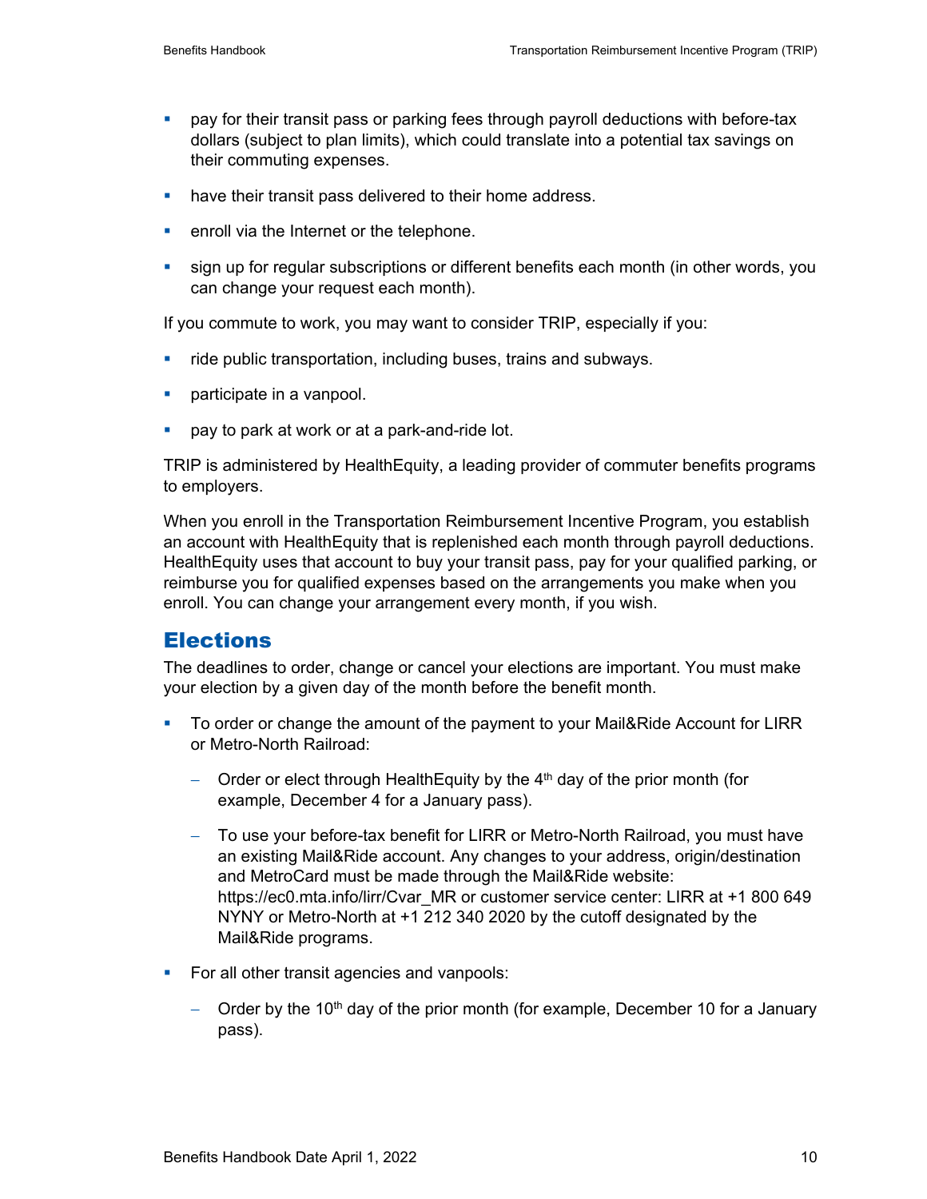- pay for their transit pass or parking fees through payroll deductions with before-tax dollars (subject to plan limits), which could translate into a potential tax savings on their commuting expenses.
- have their transit pass delivered to their home address.
- enroll via the Internet or the telephone.
- sign up for regular subscriptions or different benefits each month (in other words, you can change your request each month).

If you commute to work, you may want to consider TRIP, especially if you:

- ride public transportation, including buses, trains and subways.
- participate in a vanpool.
- pay to park at work or at a park-and-ride lot.

TRIP is administered by HealthEquity, a leading provider of commuter benefits programs to employers.

When you enroll in the Transportation Reimbursement Incentive Program, you establish an account with HealthEquity that is replenished each month through payroll deductions. HealthEquity uses that account to buy your transit pass, pay for your qualified parking, or reimburse you for qualified expenses based on the arrangements you make when you enroll. You can change your arrangement every month, if you wish.

## Elections

The deadlines to order, change or cancel your elections are important. You must make your election by a given day of the month before the benefit month.

- To order or change the amount of the payment to your Mail&Ride Account for LIRR or Metro-North Railroad:
  - Order or elect through HealthEquity by the 4th day of the prior month (for example, December 4 for a January pass).
  - To use your before-tax benefit for LIRR or Metro-North Railroad, you must have an existing Mail&Ride account. Any changes to your address, origin/destination and MetroCard must be made through the Mail&Ride website: https://ec0.mta.info/lirr/Cvar_MR or customer service center: LIRR at +1 800 649 NYNY or Metro-North at +1 212 340 2020 by the cutoff designated by the Mail&Ride programs.
- For all other transit agencies and vanpools:
  - Order by the 10th day of the prior month (for example, December 10 for a January pass).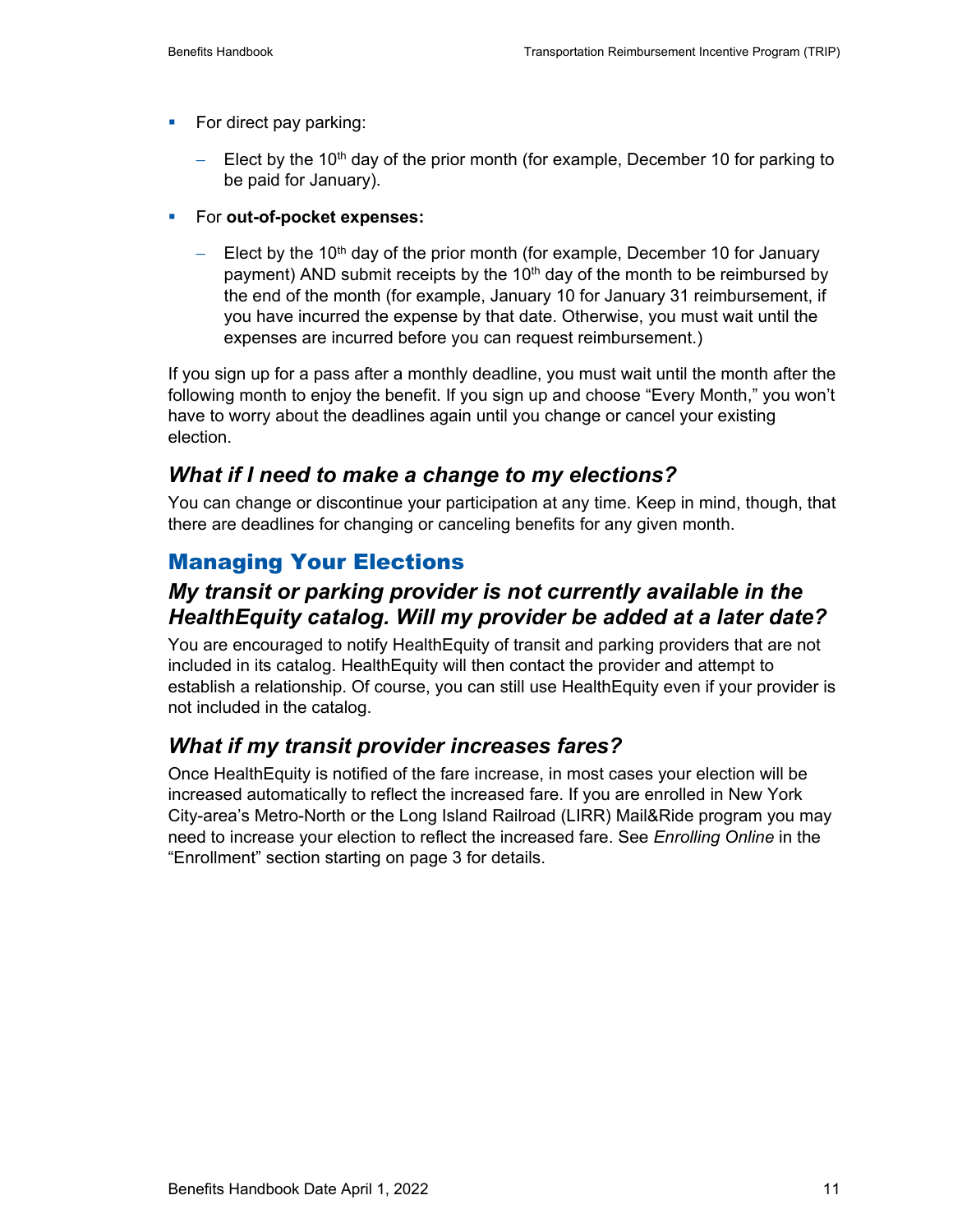- For direct pay parking:
  - Elect by the 10th day of the prior month (for example, December 10 for parking to be paid for January).
- For **out-of-pocket expenses:**
  - Elect by the 10th day of the prior month (for example, December 10 for January payment) AND submit receipts by the 10th day of the month to be reimbursed by the end of the month (for example, January 10 for January 31 reimbursement, if you have incurred the expense by that date. Otherwise, you must wait until the expenses are incurred before you can request reimbursement.)

If you sign up for a pass after a monthly deadline, you must wait until the month after the following month to enjoy the benefit. If you sign up and choose "Every Month," you won't have to worry about the deadlines again until you change or cancel your existing election.

### *What if I need to make a change to my elections?*

You can change or discontinue your participation at any time. Keep in mind, though, that there are deadlines for changing or canceling benefits for any given month.

## Managing Your Elections

### *My transit or parking provider is not currently available in the HealthEquity catalog. Will my provider be added at a later date?*

You are encouraged to notify HealthEquity of transit and parking providers that are not included in its catalog. HealthEquity will then contact the provider and attempt to establish a relationship. Of course, you can still use HealthEquity even if your provider is not included in the catalog.

### *What if my transit provider increases fares?*

Once HealthEquity is notified of the fare increase, in most cases your election will be increased automatically to reflect the increased fare. If you are enrolled in New York City-area's Metro-North or the Long Island Railroad (LIRR) Mail&Ride program you may need to increase your election to reflect the increased fare. See *Enrolling Online* in the "Enrollment" section starting on page 3 for details.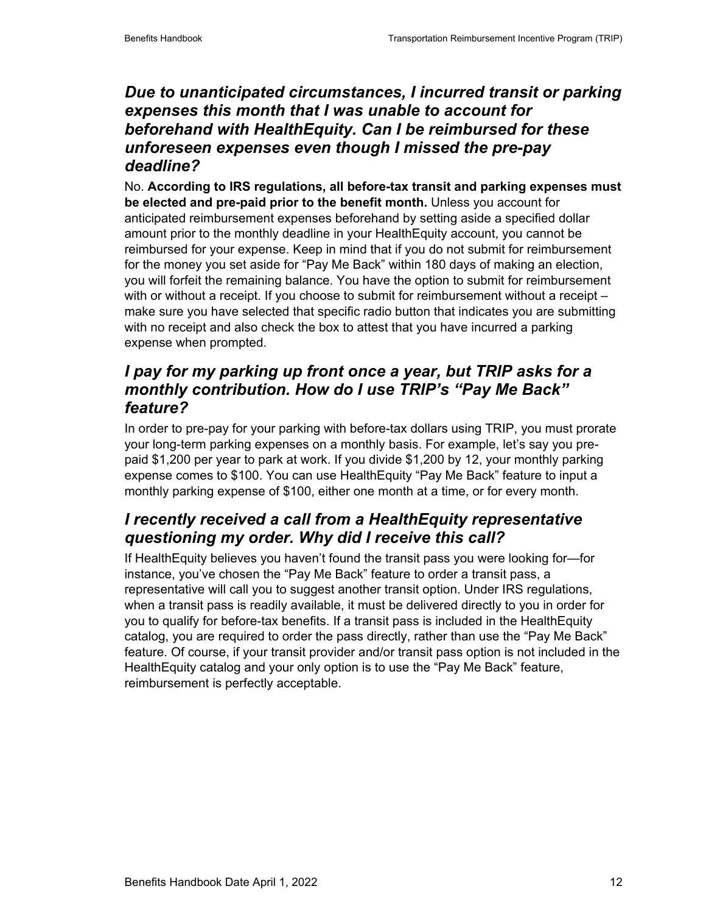### *Due to unanticipated circumstances, I incurred transit or parking expenses this month that I was unable to account for beforehand with HealthEquity. Can I be reimbursed for these unforeseen expenses even though I missed the pre-pay deadline?*

No. **According to IRS regulations, all before-tax transit and parking expenses must be elected and pre-paid prior to the benefit month.** Unless you account for anticipated reimbursement expenses beforehand by setting aside a specified dollar amount prior to the monthly deadline in your HealthEquity account, you cannot be reimbursed for your expense. Keep in mind that if you do not submit for reimbursement for the money you set aside for "Pay Me Back" within 180 days of making an election, you will forfeit the remaining balance. You have the option to submit for reimbursement with or without a receipt. If you choose to submit for reimbursement without a receipt – make sure you have selected that specific radio button that indicates you are submitting with no receipt and also check the box to attest that you have incurred a parking expense when prompted.

### *I pay for my parking up front once a year, but TRIP asks for a monthly contribution. How do I use TRIP's "Pay Me Back" feature?*

In order to pre-pay for your parking with before-tax dollars using TRIP, you must prorate your long-term parking expenses on a monthly basis. For example, let's say you pre-paid $1,200 per year to park at work. If you divide $1,200 by 12, your monthly parking expense comes to $100. You can use HealthEquity "Pay Me Back" feature to input a monthly parking expense of $100, either one month at a time, or for every month.

### *I recently received a call from a HealthEquity representative questioning my order. Why did I receive this call?*

If HealthEquity believes you haven't found the transit pass you were looking for—for instance, you've chosen the "Pay Me Back" feature to order a transit pass, a representative will call you to suggest another transit option. Under IRS regulations, when a transit pass is readily available, it must be delivered directly to you in order for you to qualify for before-tax benefits. If a transit pass is included in the HealthEquity catalog, you are required to order the pass directly, rather than use the "Pay Me Back" feature. Of course, if your transit provider and/or transit pass option is not included in the HealthEquity catalog and your only option is to use the "Pay Me Back" feature, reimbursement is perfectly acceptable.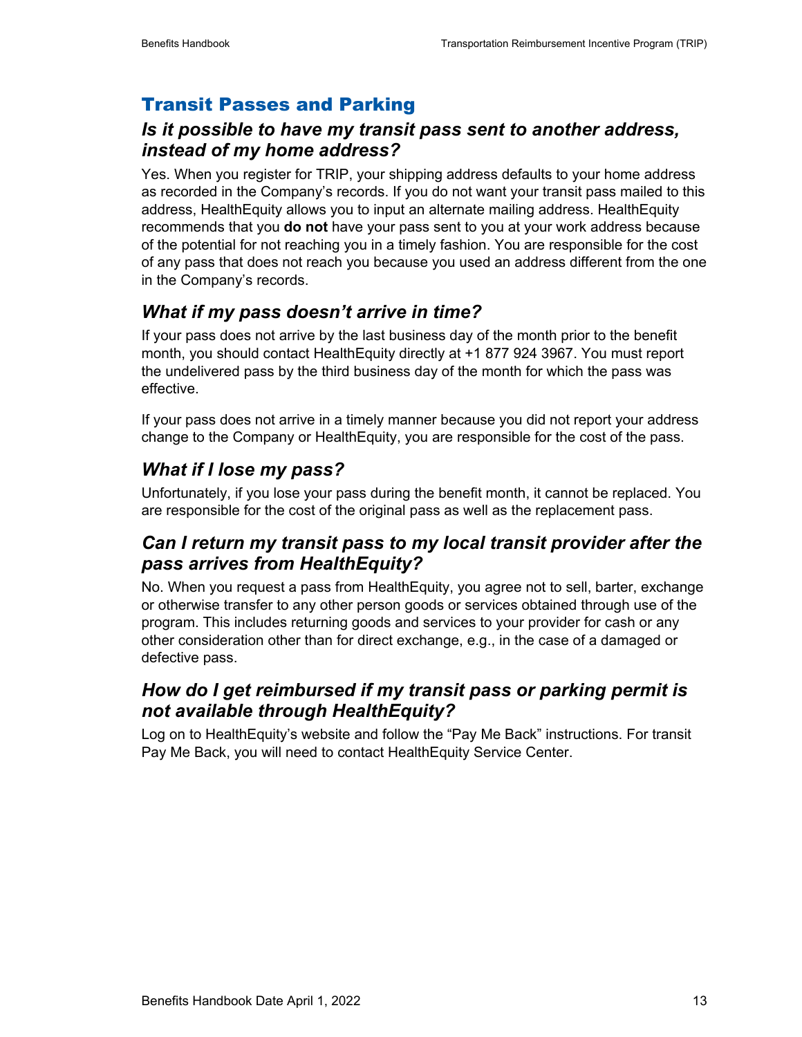## Transit Passes and Parking

### *Is it possible to have my transit pass sent to another address, instead of my home address?*

Yes. When you register for TRIP, your shipping address defaults to your home address as recorded in the Company's records. If you do not want your transit pass mailed to this address, HealthEquity allows you to input an alternate mailing address. HealthEquity recommends that you **do not** have your pass sent to you at your work address because of the potential for not reaching you in a timely fashion. You are responsible for the cost of any pass that does not reach you because you used an address different from the one in the Company's records.

### *What if my pass doesn't arrive in time?*

If your pass does not arrive by the last business day of the month prior to the benefit month, you should contact HealthEquity directly at +1 877 924 3967. You must report the undelivered pass by the third business day of the month for which the pass was effective.

If your pass does not arrive in a timely manner because you did not report your address change to the Company or HealthEquity, you are responsible for the cost of the pass.

### *What if I lose my pass?*

Unfortunately, if you lose your pass during the benefit month, it cannot be replaced. You are responsible for the cost of the original pass as well as the replacement pass.

### *Can I return my transit pass to my local transit provider after the pass arrives from HealthEquity?*

No. When you request a pass from HealthEquity, you agree not to sell, barter, exchange or otherwise transfer to any other person goods or services obtained through use of the program. This includes returning goods and services to your provider for cash or any other consideration other than for direct exchange, e.g., in the case of a damaged or defective pass.

### *How do I get reimbursed if my transit pass or parking permit is not available through HealthEquity?*

Log on to HealthEquity's website and follow the "Pay Me Back" instructions. For transit Pay Me Back, you will need to contact HealthEquity Service Center.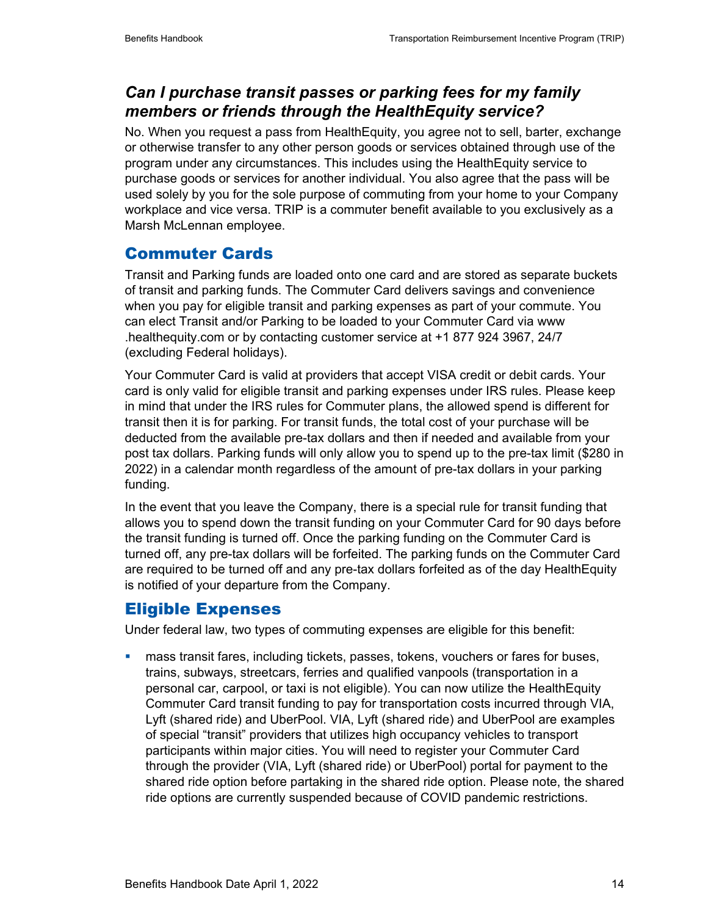### *Can I purchase transit passes or parking fees for my family members or friends through the HealthEquity service?*

No. When you request a pass from HealthEquity, you agree not to sell, barter, exchange or otherwise transfer to any other person goods or services obtained through use of the program under any circumstances. This includes using the HealthEquity service to purchase goods or services for another individual. You also agree that the pass will be used solely by you for the sole purpose of commuting from your home to your Company workplace and vice versa. TRIP is a commuter benefit available to you exclusively as a Marsh McLennan employee.

## Commuter Cards

Transit and Parking funds are loaded onto one card and are stored as separate buckets of transit and parking funds. The Commuter Card delivers savings and convenience when you pay for eligible transit and parking expenses as part of your commute. You can elect Transit and/or Parking to be loaded to your Commuter Card via www .healthequity.com or by contacting customer service at +1 877 924 3967, 24/7 (excluding Federal holidays).

Your Commuter Card is valid at providers that accept VISA credit or debit cards. Your card is only valid for eligible transit and parking expenses under IRS rules. Please keep in mind that under the IRS rules for Commuter plans, the allowed spend is different for transit then it is for parking. For transit funds, the total cost of your purchase will be deducted from the available pre-tax dollars and then if needed and available from your post tax dollars. Parking funds will only allow you to spend up to the pre-tax limit ($280 in 2022) in a calendar month regardless of the amount of pre-tax dollars in your parking funding.

In the event that you leave the Company, there is a special rule for transit funding that allows you to spend down the transit funding on your Commuter Card for 90 days before the transit funding is turned off. Once the parking funding on the Commuter Card is turned off, any pre-tax dollars will be forfeited. The parking funds on the Commuter Card are required to be turned off and any pre-tax dollars forfeited as of the day HealthEquity is notified of your departure from the Company.

## Eligible Expenses

Under federal law, two types of commuting expenses are eligible for this benefit:

- mass transit fares, including tickets, passes, tokens, vouchers or fares for buses, trains, subways, streetcars, ferries and qualified vanpools (transportation in a personal car, carpool, or taxi is not eligible). You can now utilize the HealthEquity Commuter Card transit funding to pay for transportation costs incurred through VIA, Lyft (shared ride) and UberPool. VIA, Lyft (shared ride) and UberPool are examples of special "transit" providers that utilizes high occupancy vehicles to transport participants within major cities. You will need to register your Commuter Card through the provider (VIA, Lyft (shared ride) or UberPool) portal for payment to the shared ride option before partaking in the shared ride option. Please note, the shared ride options are currently suspended because of COVID pandemic restrictions.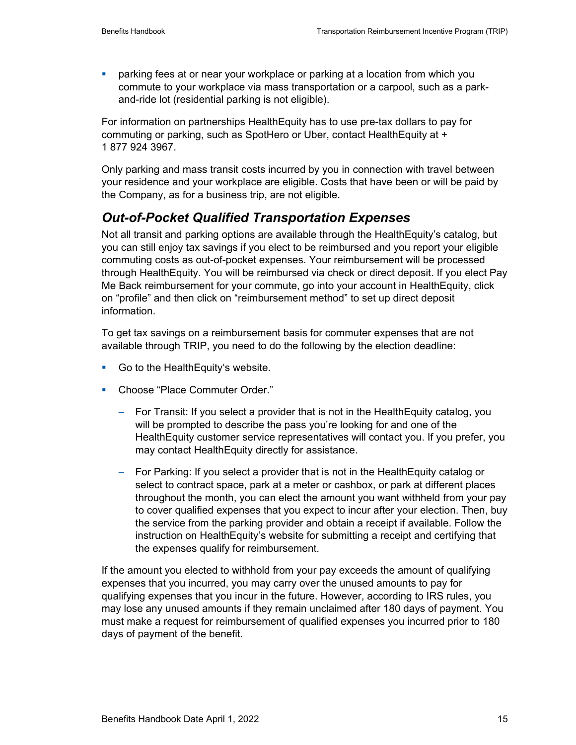- parking fees at or near your workplace or parking at a location from which you commute to your workplace via mass transportation or a carpool, such as a park-and-ride lot (residential parking is not eligible).

For information on partnerships HealthEquity has to use pre-tax dollars to pay for commuting or parking, such as SpotHero or Uber, contact HealthEquity at + 1 877 924 3967.

Only parking and mass transit costs incurred by you in connection with travel between your residence and your workplace are eligible. Costs that have been or will be paid by the Company, as for a business trip, are not eligible.

## *Out-of-Pocket Qualified Transportation Expenses*

Not all transit and parking options are available through the HealthEquity's catalog, but you can still enjoy tax savings if you elect to be reimbursed and you report your eligible commuting costs as out-of-pocket expenses. Your reimbursement will be processed through HealthEquity. You will be reimbursed via check or direct deposit. If you elect Pay Me Back reimbursement for your commute, go into your account in HealthEquity, click on "profile" and then click on "reimbursement method" to set up direct deposit information.

To get tax savings on a reimbursement basis for commuter expenses that are not available through TRIP, you need to do the following by the election deadline:

- Go to the HealthEquity's website.
- Choose "Place Commuter Order."
  - For Transit: If you select a provider that is not in the HealthEquity catalog, you will be prompted to describe the pass you're looking for and one of the HealthEquity customer service representatives will contact you. If you prefer, you may contact HealthEquity directly for assistance.
  - For Parking: If you select a provider that is not in the HealthEquity catalog or select to contract space, park at a meter or cashbox, or park at different places throughout the month, you can elect the amount you want withheld from your pay to cover qualified expenses that you expect to incur after your election. Then, buy the service from the parking provider and obtain a receipt if available. Follow the instruction on HealthEquity's website for submitting a receipt and certifying that the expenses qualify for reimbursement.

If the amount you elected to withhold from your pay exceeds the amount of qualifying expenses that you incurred, you may carry over the unused amounts to pay for qualifying expenses that you incur in the future. However, according to IRS rules, you may lose any unused amounts if they remain unclaimed after 180 days of payment. You must make a request for reimbursement of qualified expenses you incurred prior to 180 days of payment of the benefit.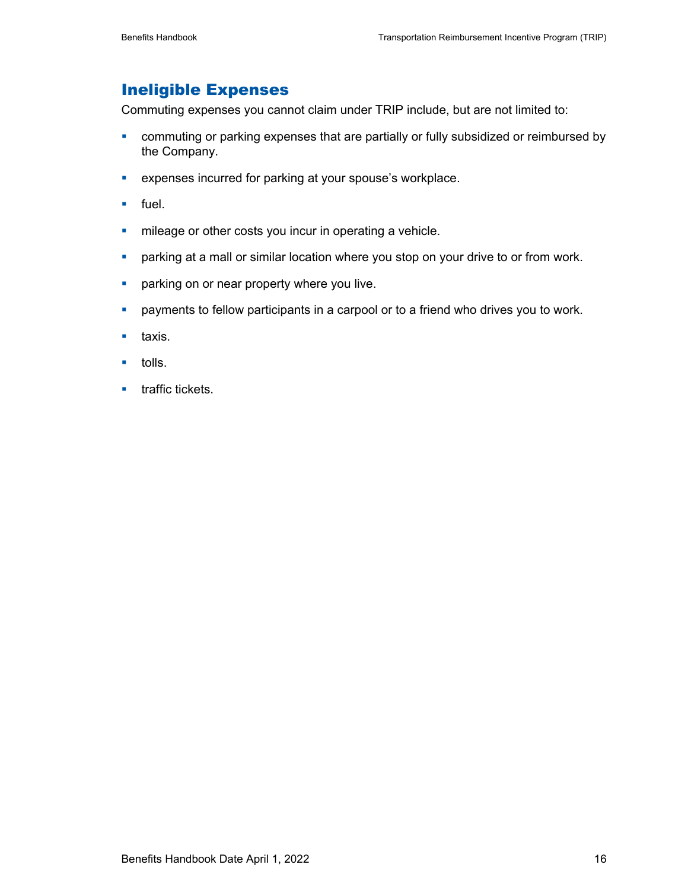## Ineligible Expenses

Commuting expenses you cannot claim under TRIP include, but are not limited to:

- commuting or parking expenses that are partially or fully subsidized or reimbursed by the Company.
- expenses incurred for parking at your spouse's workplace.
- fuel.
- mileage or other costs you incur in operating a vehicle.
- parking at a mall or similar location where you stop on your drive to or from work.
- parking on or near property where you live.
- payments to fellow participants in a carpool or to a friend who drives you to work.
- taxis.
- tolls.
- traffic tickets.